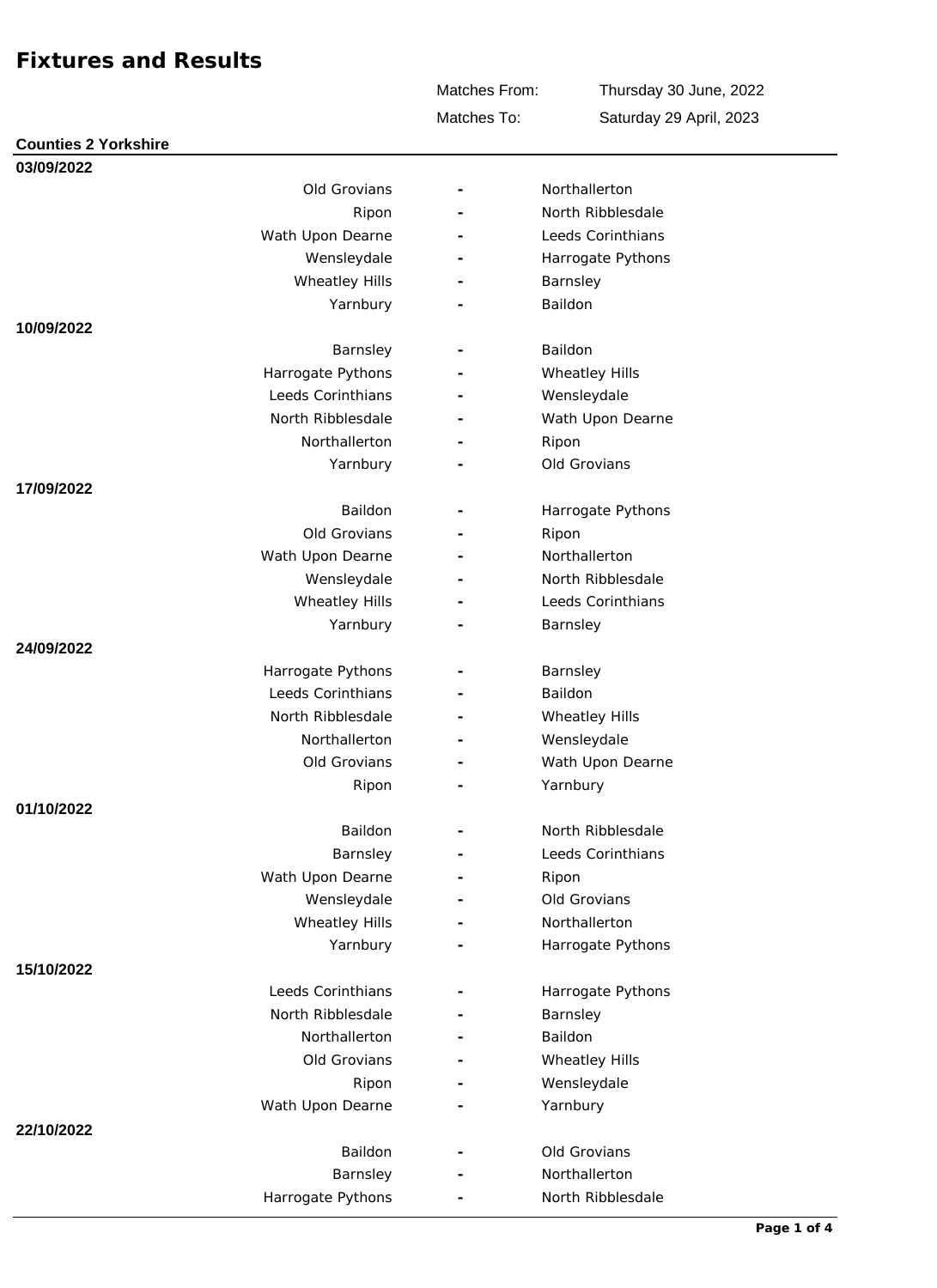# Fixtures and Results

| | |
|---|---|
| Matches From: | Thursday 30 June, 2022 |
| Matches To: | Saturday 29 April, 2023 |

## Counties 2 Yorkshire

**03/09/2022**

| Home | | Away |
|---|---|---|
| Old Grovians | - | Northallerton |
| Ripon | - | North Ribblesdale |
| Wath Upon Dearne | - | Leeds Corinthians |
| Wensleydale | - | Harrogate Pythons |
| Wheatley Hills | - | Barnsley |
| Yarnbury | - | Baildon |

**10/09/2022**

| Home | | Away |
|---|---|---|
| Barnsley | - | Baildon |
| Harrogate Pythons | - | Wheatley Hills |
| Leeds Corinthians | - | Wensleydale |
| North Ribblesdale | - | Wath Upon Dearne |
| Northallerton | - | Ripon |
| Yarnbury | - | Old Grovians |

**17/09/2022**

| Home | | Away |
|---|---|---|
| Baildon | - | Harrogate Pythons |
| Old Grovians | - | Ripon |
| Wath Upon Dearne | - | Northallerton |
| Wensleydale | - | North Ribblesdale |
| Wheatley Hills | - | Leeds Corinthians |
| Yarnbury | - | Barnsley |

**24/09/2022**

| Home | | Away |
|---|---|---|
| Harrogate Pythons | - | Barnsley |
| Leeds Corinthians | - | Baildon |
| North Ribblesdale | - | Wheatley Hills |
| Northallerton | - | Wensleydale |
| Old Grovians | - | Wath Upon Dearne |
| Ripon | - | Yarnbury |

**01/10/2022**

| Home | | Away |
|---|---|---|
| Baildon | - | North Ribblesdale |
| Barnsley | - | Leeds Corinthians |
| Wath Upon Dearne | - | Ripon |
| Wensleydale | - | Old Grovians |
| Wheatley Hills | - | Northallerton |
| Yarnbury | - | Harrogate Pythons |

**15/10/2022**

| Home | | Away |
|---|---|---|
| Leeds Corinthians | - | Harrogate Pythons |
| North Ribblesdale | - | Barnsley |
| Northallerton | - | Baildon |
| Old Grovians | - | Wheatley Hills |
| Ripon | - | Wensleydale |
| Wath Upon Dearne | - | Yarnbury |

**22/10/2022**

| Home | | Away |
|---|---|---|
| Baildon | - | Old Grovians |
| Barnsley | - | Northallerton |
| Harrogate Pythons | - | North Ribblesdale |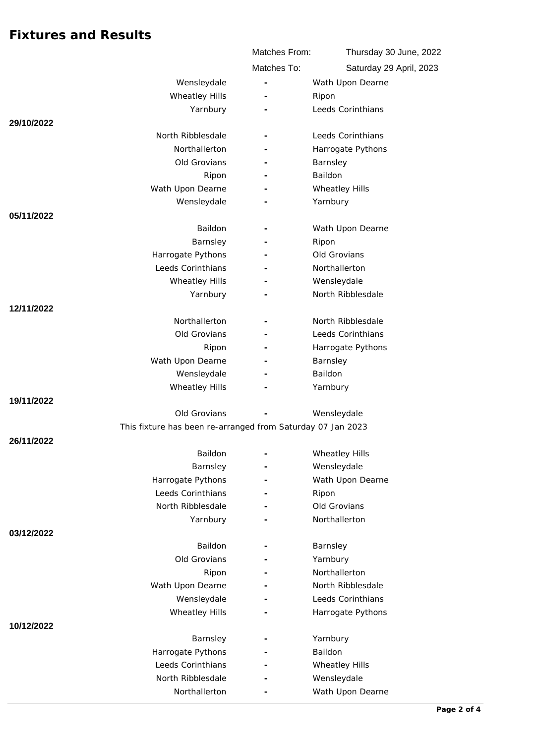# Fixtures and Results

Matches From: Thursday 30 June, 2022

Matches To: Saturday 29 April, 2023

| Home | | Away |
|---|---|---|
| Wensleydale | - | Wath Upon Dearne |
| Wheatley Hills | - | Ripon |
| Yarnbury | - | Leeds Corinthians |

**29/10/2022**

| Home | | Away |
|---|---|---|
| North Ribblesdale | - | Leeds Corinthians |
| Northallerton | - | Harrogate Pythons |
| Old Grovians | - | Barnsley |
| Ripon | - | Baildon |
| Wath Upon Dearne | - | Wheatley Hills |
| Wensleydale | - | Yarnbury |

**05/11/2022**

| Home | | Away |
|---|---|---|
| Baildon | - | Wath Upon Dearne |
| Barnsley | - | Ripon |
| Harrogate Pythons | - | Old Grovians |
| Leeds Corinthians | - | Northallerton |
| Wheatley Hills | - | Wensleydale |
| Yarnbury | - | North Ribblesdale |

**12/11/2022**

| Home | | Away |
|---|---|---|
| Northallerton | - | North Ribblesdale |
| Old Grovians | - | Leeds Corinthians |
| Ripon | - | Harrogate Pythons |
| Wath Upon Dearne | - | Barnsley |
| Wensleydale | - | Baildon |
| Wheatley Hills | - | Yarnbury |

**19/11/2022**

| Home | | Away |
|---|---|---|
| Old Grovians | - | Wensleydale |

This fixture has been re-arranged from Saturday 07 Jan 2023

**26/11/2022**

| Home | | Away |
|---|---|---|
| Baildon | - | Wheatley Hills |
| Barnsley | - | Wensleydale |
| Harrogate Pythons | - | Wath Upon Dearne |
| Leeds Corinthians | - | Ripon |
| North Ribblesdale | - | Old Grovians |
| Yarnbury | - | Northallerton |

**03/12/2022**

| Home | | Away |
|---|---|---|
| Baildon | - | Barnsley |
| Old Grovians | - | Yarnbury |
| Ripon | - | Northallerton |
| Wath Upon Dearne | - | North Ribblesdale |
| Wensleydale | - | Leeds Corinthians |
| Wheatley Hills | - | Harrogate Pythons |

**10/12/2022**

| Home | | Away |
|---|---|---|
| Barnsley | - | Yarnbury |
| Harrogate Pythons | - | Baildon |
| Leeds Corinthians | - | Wheatley Hills |
| North Ribblesdale | - | Wensleydale |
| Northallerton | - | Wath Upon Dearne |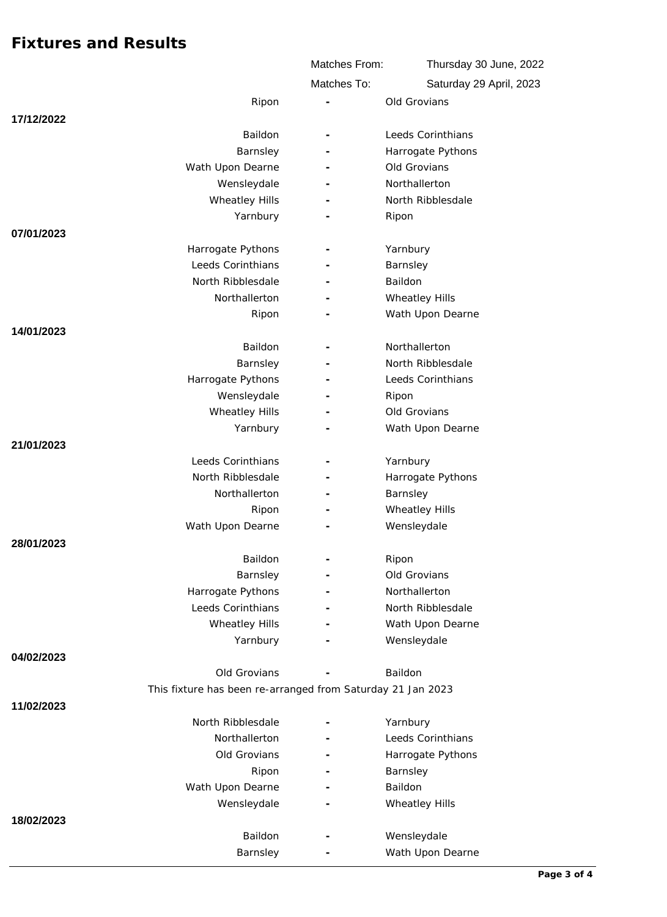# Fixtures and Results

| | Matches From: | Thursday 30 June, 2022 |
|---|---|---|
| | Matches To: | Saturday 29 April, 2023 |

| Date | Home | | Away |
|---|---|---|---|
| | Ripon | - | Old Grovians |
| **17/12/2022** | | | |
| | Baildon | - | Leeds Corinthians |
| | Barnsley | - | Harrogate Pythons |
| | Wath Upon Dearne | - | Old Grovians |
| | Wensleydale | - | Northallerton |
| | Wheatley Hills | - | North Ribblesdale |
| | Yarnbury | - | Ripon |
| **07/01/2023** | | | |
| | Harrogate Pythons | - | Yarnbury |
| | Leeds Corinthians | - | Barnsley |
| | North Ribblesdale | - | Baildon |
| | Northallerton | - | Wheatley Hills |
| | Ripon | - | Wath Upon Dearne |
| **14/01/2023** | | | |
| | Baildon | - | Northallerton |
| | Barnsley | - | North Ribblesdale |
| | Harrogate Pythons | - | Leeds Corinthians |
| | Wensleydale | - | Ripon |
| | Wheatley Hills | - | Old Grovians |
| | Yarnbury | - | Wath Upon Dearne |
| **21/01/2023** | | | |
| | Leeds Corinthians | - | Yarnbury |
| | North Ribblesdale | - | Harrogate Pythons |
| | Northallerton | - | Barnsley |
| | Ripon | - | Wheatley Hills |
| | Wath Upon Dearne | - | Wensleydale |
| **28/01/2023** | | | |
| | Baildon | - | Ripon |
| | Barnsley | - | Old Grovians |
| | Harrogate Pythons | - | Northallerton |
| | Leeds Corinthians | - | North Ribblesdale |
| | Wheatley Hills | - | Wath Upon Dearne |
| | Yarnbury | - | Wensleydale |
| **04/02/2023** | | | |
| | Old Grovians | - | Baildon |
| | This fixture has been re-arranged from Saturday 21 Jan 2023 | | |
| **11/02/2023** | | | |
| | North Ribblesdale | - | Yarnbury |
| | Northallerton | - | Leeds Corinthians |
| | Old Grovians | - | Harrogate Pythons |
| | Ripon | - | Barnsley |
| | Wath Upon Dearne | - | Baildon |
| | Wensleydale | - | Wheatley Hills |
| **18/02/2023** | | | |
| | Baildon | - | Wensleydale |
| | Barnsley | - | Wath Upon Dearne |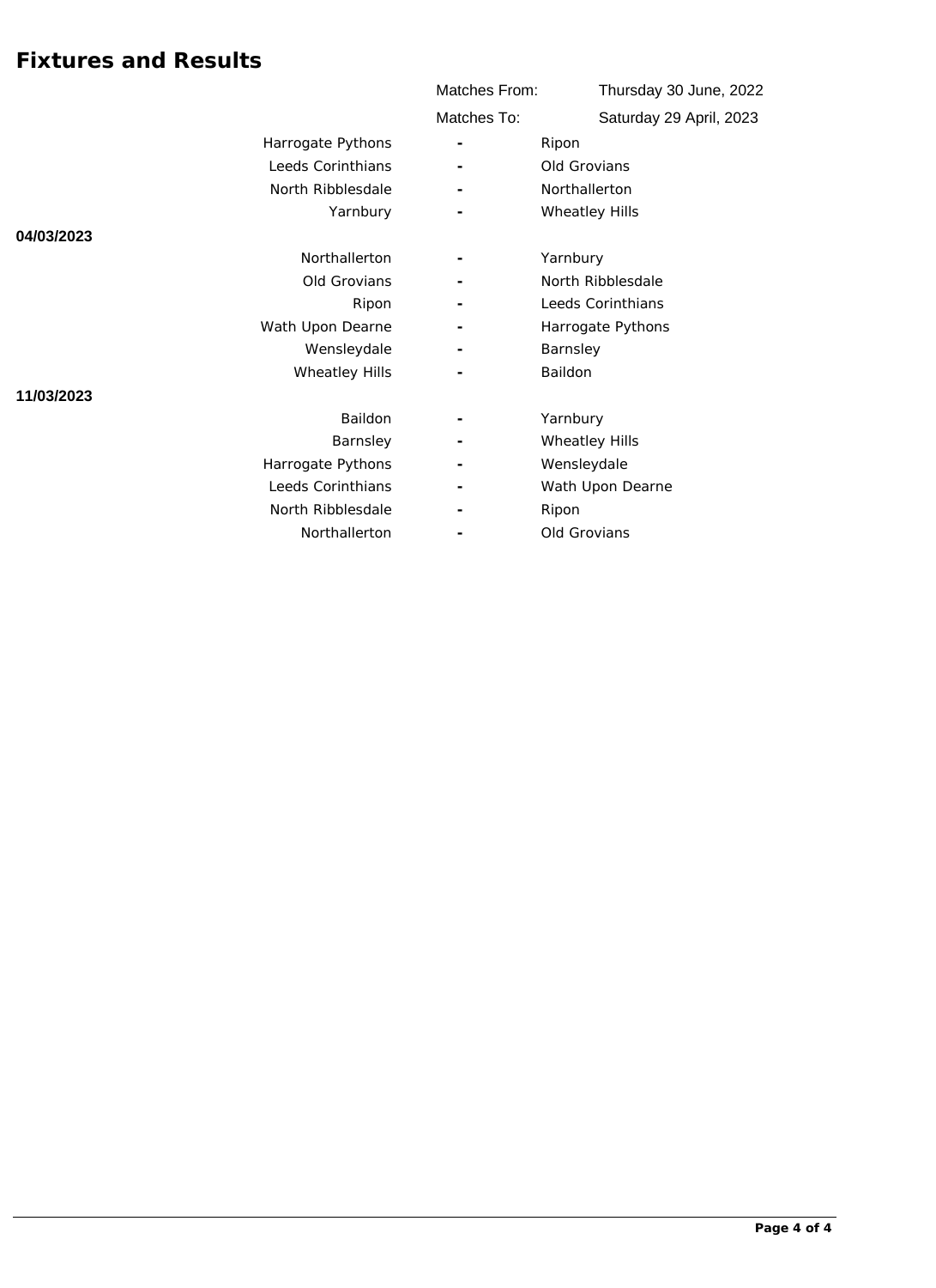# Fixtures and Results

| | |
|---|---|
| Matches From: | Thursday 30 June, 2022 |
| Matches To: | Saturday 29 April, 2023 |

| | | | |
|---|---|---|---|
| | Harrogate Pythons | - | Ripon |
| | Leeds Corinthians | - | Old Grovians |
| | North Ribblesdale | - | Northallerton |
| | Yarnbury | - | Wheatley Hills |
| **04/03/2023** | | | |
| | Northallerton | - | Yarnbury |
| | Old Grovians | - | North Ribblesdale |
| | Ripon | - | Leeds Corinthians |
| | Wath Upon Dearne | - | Harrogate Pythons |
| | Wensleydale | - | Barnsley |
| | Wheatley Hills | - | Baildon |
| **11/03/2023** | | | |
| | Baildon | - | Yarnbury |
| | Barnsley | - | Wheatley Hills |
| | Harrogate Pythons | - | Wensleydale |
| | Leeds Corinthians | - | Wath Upon Dearne |
| | North Ribblesdale | - | Ripon |
| | Northallerton | - | Old Grovians |